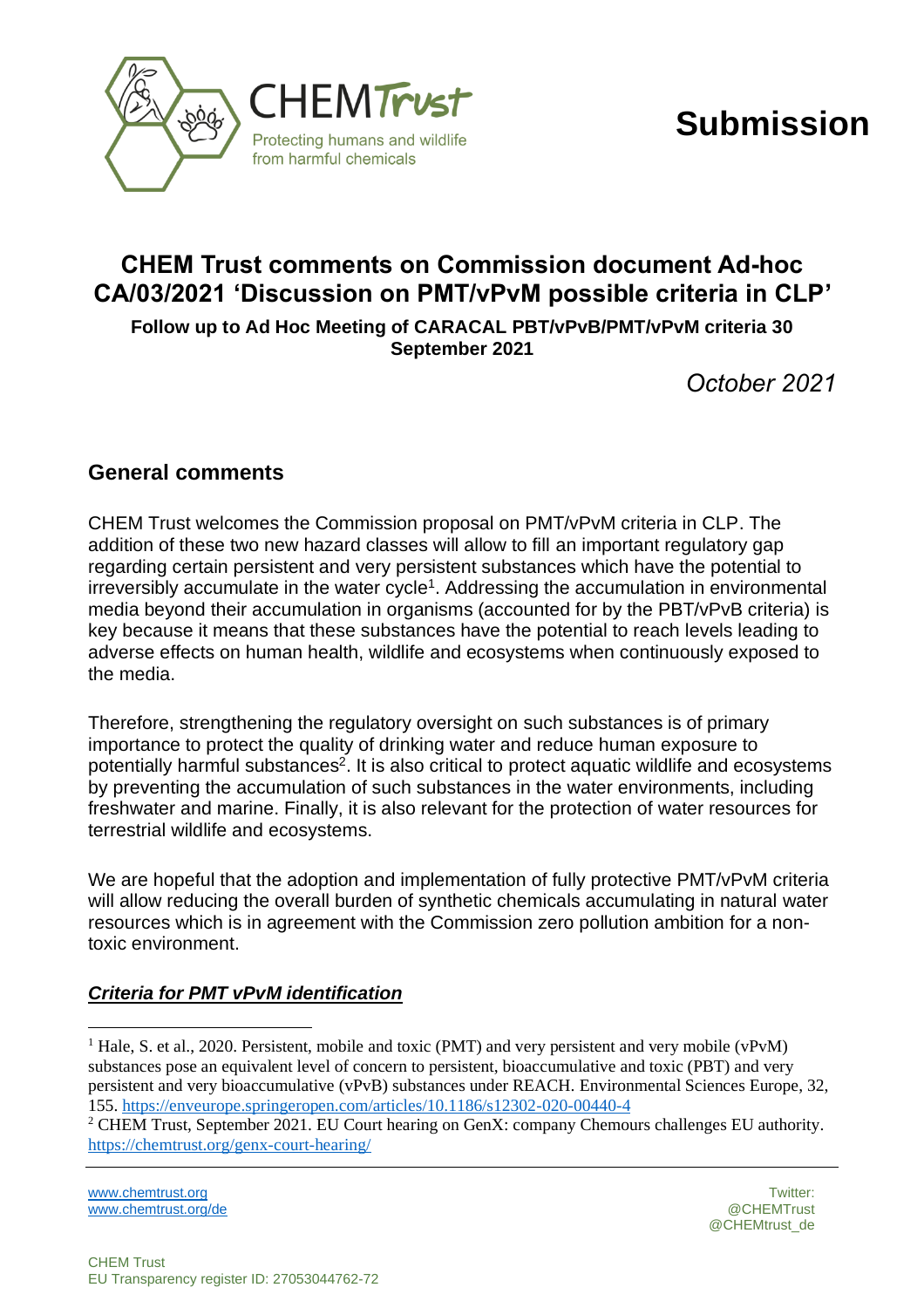CHEM Trust

Protecting humans and wildlife from harmful chemicals

**Submission**

## CHEM Trust comments on Commission document Ad-hoc CA/03/2021 'Discussion on PMT/vPvM possible criteria in CLP'

**Follow up to Ad Hoc Meeting of CARACAL PBT/vPvB/PMT/vPvM criteria 30 September 2021**

*October 2021*

## General comments

CHEM Trust welcomes the Commission proposal on PMT/vPvM criteria in CLP. The addition of these two new hazard classes will allow to fill an important regulatory gap regarding certain persistent and very persistent substances which have the potential to irreversibly accumulate in the water cycle[1]. Addressing the accumulation in environmental media beyond their accumulation in organisms (accounted for by the PBT/vPvB criteria) is key because it means that these substances have the potential to reach levels leading to adverse effects on human health, wildlife and ecosystems when continuously exposed to the media.

Therefore, strengthening the regulatory oversight on such substances is of primary importance to protect the quality of drinking water and reduce human exposure to potentially harmful substances[2]. It is also critical to protect aquatic wildlife and ecosystems by preventing the accumulation of such substances in the water environments, including freshwater and marine. Finally, it is also relevant for the protection of water resources for terrestrial wildlife and ecosystems.

We are hopeful that the adoption and implementation of fully protective PMT/vPvM criteria will allow reducing the overall burden of synthetic chemicals accumulating in natural water resources which is in agreement with the Commission zero pollution ambition for a non-toxic environment.

***Criteria for PMT vPvM identification***

[1] Hale, S. et al., 2020. Persistent, mobile and toxic (PMT) and very persistent and very mobile (vPvM) substances pose an equivalent level of concern to persistent, bioaccumulative and toxic (PBT) and very persistent and very bioaccumulative (vPvB) substances under REACH. Environmental Sciences Europe, 32, 155. https://enveurope.springeropen.com/articles/10.1186/s12302-020-00440-4

[2] CHEM Trust, September 2021. EU Court hearing on GenX: company Chemours challenges EU authority. https://chemtrust.org/genx-court-hearing/

www.chemtrust.org
www.chemtrust.org/de

Twitter:
@CHEMTrust
@CHEMtrust_de

CHEM Trust
EU Transparency register ID: 27053044762-72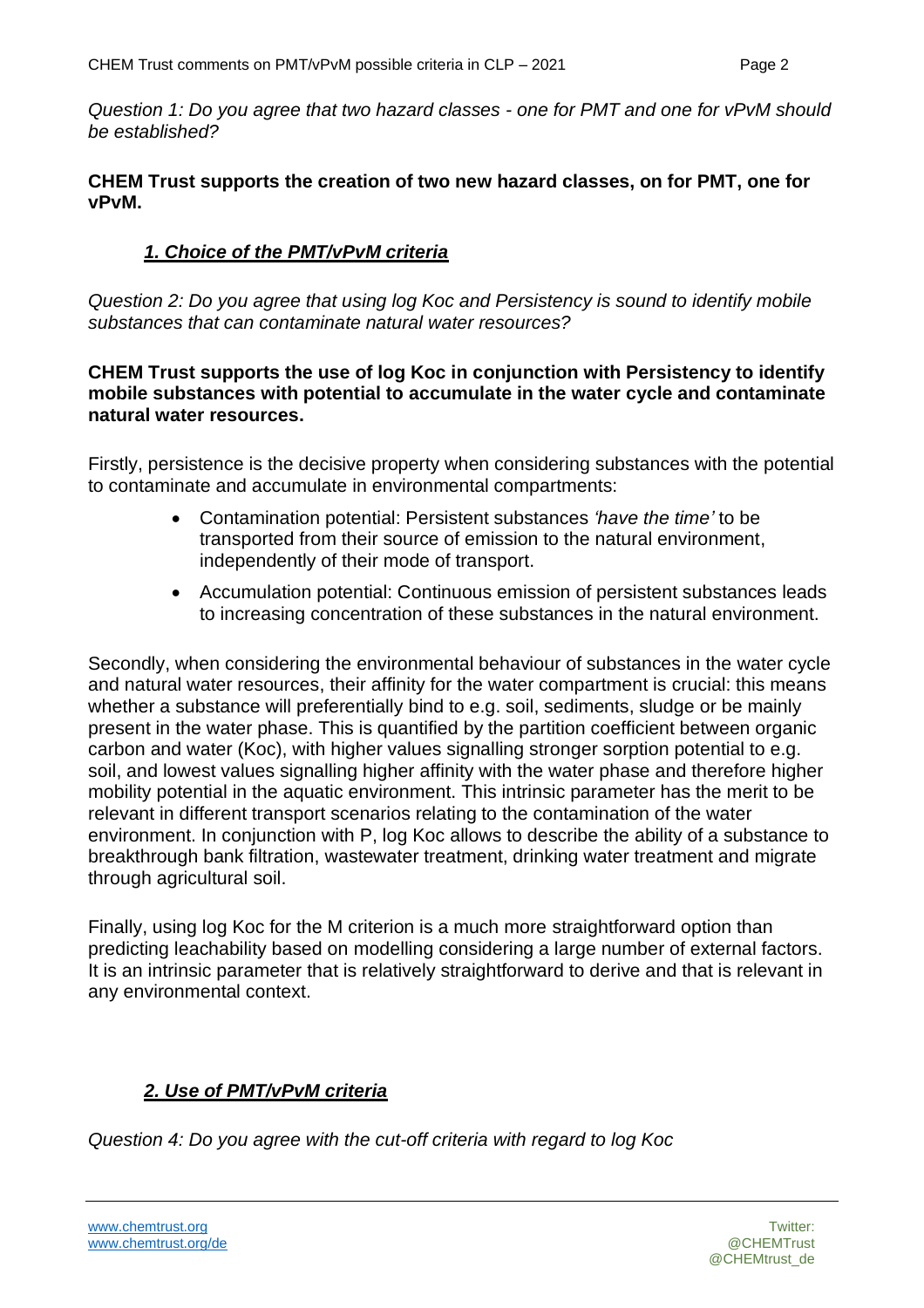*Question 1: Do you agree that two hazard classes - one for PMT and one for vPvM should be established?*

**CHEM Trust supports the creation of two new hazard classes, on for PMT, one for vPvM.**

## ***1. Choice of the PMT/vPvM criteria***

*Question 2: Do you agree that using log Koc and Persistency is sound to identify mobile substances that can contaminate natural water resources?*

**CHEM Trust supports the use of log Koc in conjunction with Persistency to identify mobile substances with potential to accumulate in the water cycle and contaminate natural water resources.**

Firstly, persistence is the decisive property when considering substances with the potential to contaminate and accumulate in environmental compartments:

- Contamination potential: Persistent substances *'have the time'* to be transported from their source of emission to the natural environment, independently of their mode of transport.
- Accumulation potential: Continuous emission of persistent substances leads to increasing concentration of these substances in the natural environment.

Secondly, when considering the environmental behaviour of substances in the water cycle and natural water resources, their affinity for the water compartment is crucial: this means whether a substance will preferentially bind to e.g. soil, sediments, sludge or be mainly present in the water phase. This is quantified by the partition coefficient between organic carbon and water (Koc), with higher values signalling stronger sorption potential to e.g. soil, and lowest values signalling higher affinity with the water phase and therefore higher mobility potential in the aquatic environment. This intrinsic parameter has the merit to be relevant in different transport scenarios relating to the contamination of the water environment. In conjunction with P, log Koc allows to describe the ability of a substance to breakthrough bank filtration, wastewater treatment, drinking water treatment and migrate through agricultural soil.

Finally, using log Koc for the M criterion is a much more straightforward option than predicting leachability based on modelling considering a large number of external factors. It is an intrinsic parameter that is relatively straightforward to derive and that is relevant in any environmental context.

## ***2. Use of PMT/vPvM criteria***

*Question 4: Do you agree with the cut-off criteria with regard to log Koc*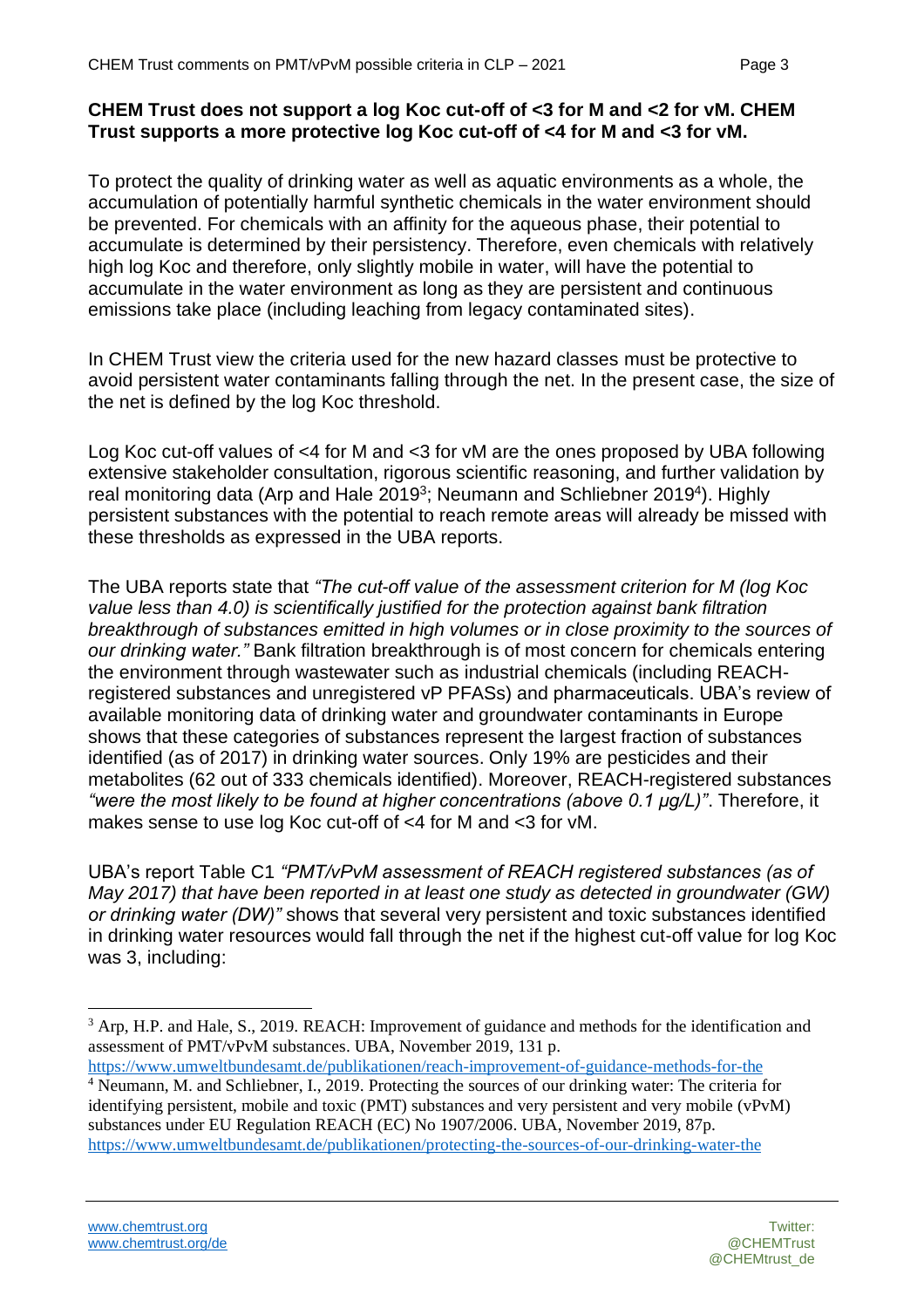**CHEM Trust does not support a log Koc cut-off of <3 for M and <2 for vM. CHEM Trust supports a more protective log Koc cut-off of <4 for M and <3 for vM.**

To protect the quality of drinking water as well as aquatic environments as a whole, the accumulation of potentially harmful synthetic chemicals in the water environment should be prevented. For chemicals with an affinity for the aqueous phase, their potential to accumulate is determined by their persistency. Therefore, even chemicals with relatively high log Koc and therefore, only slightly mobile in water, will have the potential to accumulate in the water environment as long as they are persistent and continuous emissions take place (including leaching from legacy contaminated sites).

In CHEM Trust view the criteria used for the new hazard classes must be protective to avoid persistent water contaminants falling through the net. In the present case, the size of the net is defined by the log Koc threshold.

Log Koc cut-off values of <4 for M and <3 for vM are the ones proposed by UBA following extensive stakeholder consultation, rigorous scientific reasoning, and further validation by real monitoring data (Arp and Hale 2019[3]; Neumann and Schliebner 2019[4]). Highly persistent substances with the potential to reach remote areas will already be missed with these thresholds as expressed in the UBA reports.

The UBA reports state that *"The cut-off value of the assessment criterion for M (log Koc value less than 4.0) is scientifically justified for the protection against bank filtration breakthrough of substances emitted in high volumes or in close proximity to the sources of our drinking water."* Bank filtration breakthrough is of most concern for chemicals entering the environment through wastewater such as industrial chemicals (including REACH-registered substances and unregistered vP PFASs) and pharmaceuticals. UBA's review of available monitoring data of drinking water and groundwater contaminants in Europe shows that these categories of substances represent the largest fraction of substances identified (as of 2017) in drinking water sources. Only 19% are pesticides and their metabolites (62 out of 333 chemicals identified). Moreover, REACH-registered substances *"were the most likely to be found at higher concentrations (above 0.1 µg/L)"*. Therefore, it makes sense to use log Koc cut-off of <4 for M and <3 for vM.

UBA's report Table C1 *"PMT/vPvM assessment of REACH registered substances (as of May 2017) that have been reported in at least one study as detected in groundwater (GW) or drinking water (DW)"* shows that several very persistent and toxic substances identified in drinking water resources would fall through the net if the highest cut-off value for log Koc was 3, including:

---

[3] Arp, H.P. and Hale, S., 2019. REACH: Improvement of guidance and methods for the identification and assessment of PMT/vPvM substances. UBA, November 2019, 131 p. https://www.umweltbundesamt.de/publikationen/reach-improvement-of-guidance-methods-for-the

[4] Neumann, M. and Schliebner, I., 2019. Protecting the sources of our drinking water: The criteria for identifying persistent, mobile and toxic (PMT) substances and very persistent and very mobile (vPvM) substances under EU Regulation REACH (EC) No 1907/2006. UBA, November 2019, 87p. https://www.umweltbundesamt.de/publikationen/protecting-the-sources-of-our-drinking-water-the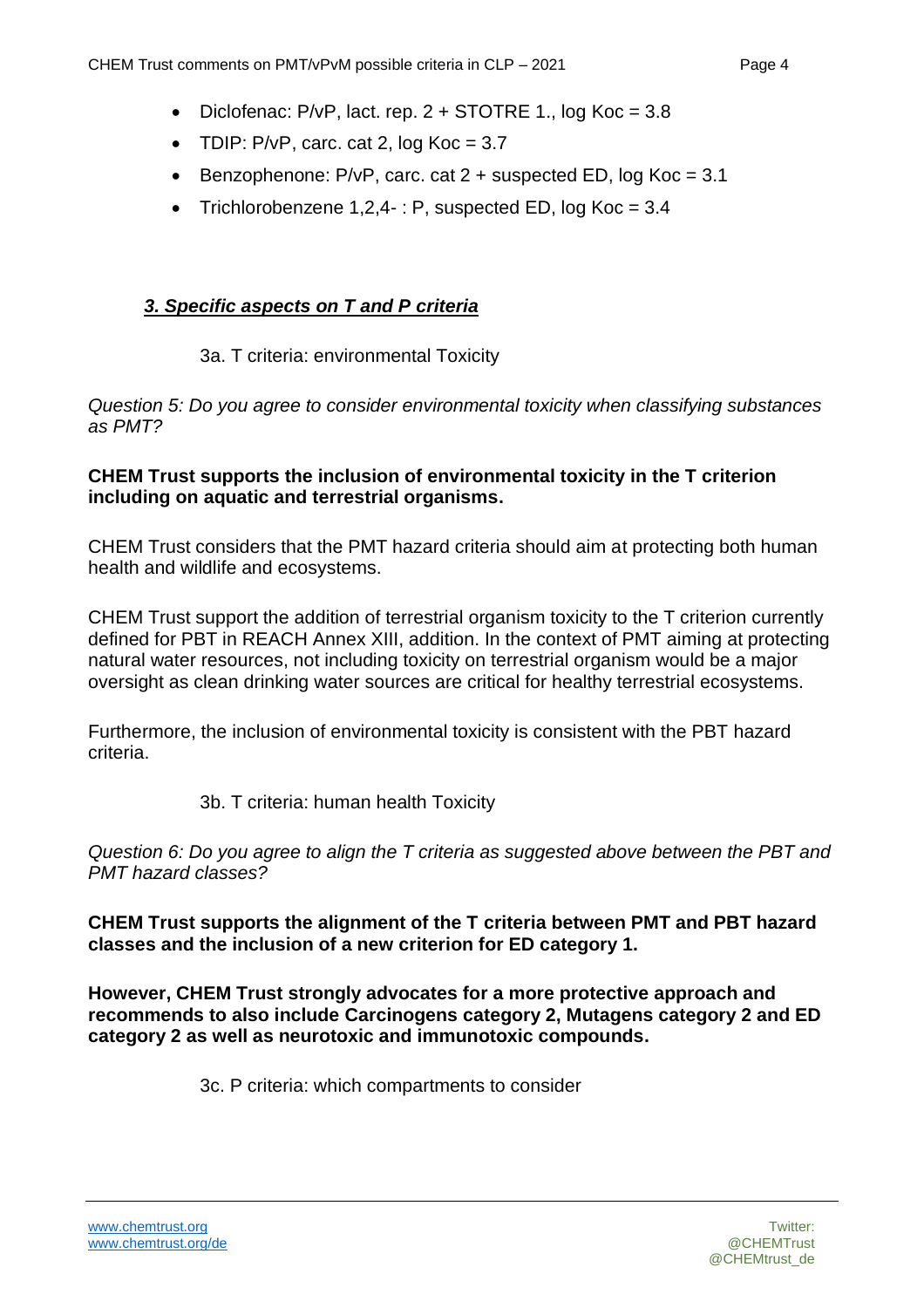- Diclofenac: P/vP, lact. rep. 2 + STOTRE 1., log Koc = 3.8
- TDIP: P/vP, carc. cat 2, log Koc = 3.7
- Benzophenone: P/vP, carc. cat 2 + suspected ED, log Koc = 3.1
- Trichlorobenzene 1,2,4- : P, suspected ED, log Koc = 3.4

## ***3. Specific aspects on T and P criteria***

### 3a. T criteria: environmental Toxicity

*Question 5: Do you agree to consider environmental toxicity when classifying substances as PMT?*

**CHEM Trust supports the inclusion of environmental toxicity in the T criterion including on aquatic and terrestrial organisms.**

CHEM Trust considers that the PMT hazard criteria should aim at protecting both human health and wildlife and ecosystems.

CHEM Trust support the addition of terrestrial organism toxicity to the T criterion currently defined for PBT in REACH Annex XIII, addition. In the context of PMT aiming at protecting natural water resources, not including toxicity on terrestrial organism would be a major oversight as clean drinking water sources are critical for healthy terrestrial ecosystems.

Furthermore, the inclusion of environmental toxicity is consistent with the PBT hazard criteria.

### 3b. T criteria: human health Toxicity

*Question 6: Do you agree to align the T criteria as suggested above between the PBT and PMT hazard classes?*

**CHEM Trust supports the alignment of the T criteria between PMT and PBT hazard classes and the inclusion of a new criterion for ED category 1.**

**However, CHEM Trust strongly advocates for a more protective approach and recommends to also include Carcinogens category 2, Mutagens category 2 and ED category 2 as well as neurotoxic and immunotoxic compounds.**

### 3c. P criteria: which compartments to consider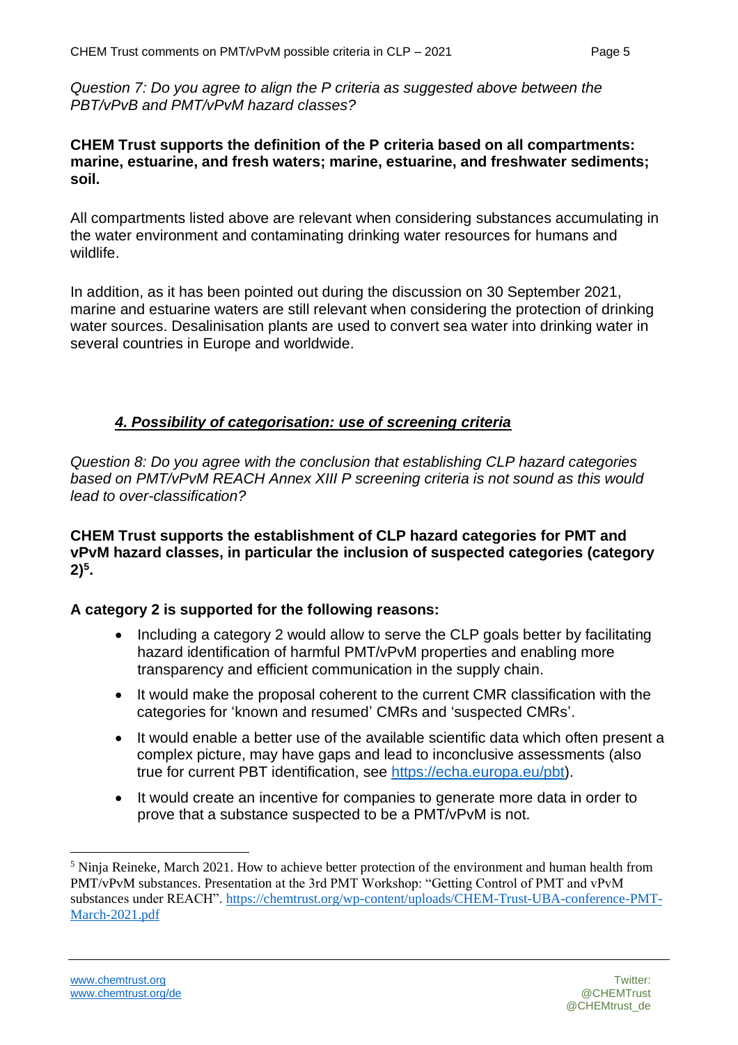*Question 7: Do you agree to align the P criteria as suggested above between the PBT/vPvB and PMT/vPvM hazard classes?*

**CHEM Trust supports the definition of the P criteria based on all compartments: marine, estuarine, and fresh waters; marine, estuarine, and freshwater sediments; soil.**

All compartments listed above are relevant when considering substances accumulating in the water environment and contaminating drinking water resources for humans and wildlife.

In addition, as it has been pointed out during the discussion on 30 September 2021, marine and estuarine waters are still relevant when considering the protection of drinking water sources. Desalinisation plants are used to convert sea water into drinking water in several countries in Europe and worldwide.

## *4. Possibility of categorisation: use of screening criteria*

*Question 8: Do you agree with the conclusion that establishing CLP hazard categories based on PMT/vPvM REACH Annex XIII P screening criteria is not sound as this would lead to over-classification?*

**CHEM Trust supports the establishment of CLP hazard categories for PMT and vPvM hazard classes, in particular the inclusion of suspected categories (category 2)[5].**

**A category 2 is supported for the following reasons:**

- Including a category 2 would allow to serve the CLP goals better by facilitating hazard identification of harmful PMT/vPvM properties and enabling more transparency and efficient communication in the supply chain.
- It would make the proposal coherent to the current CMR classification with the categories for 'known and resumed' CMRs and 'suspected CMRs'.
- It would enable a better use of the available scientific data which often present a complex picture, may have gaps and lead to inconclusive assessments (also true for current PBT identification, see https://echa.europa.eu/pbt).
- It would create an incentive for companies to generate more data in order to prove that a substance suspected to be a PMT/vPvM is not.

[5] Ninja Reineke, March 2021. How to achieve better protection of the environment and human health from PMT/vPvM substances. Presentation at the 3rd PMT Workshop: "Getting Control of PMT and vPvM substances under REACH". https://chemtrust.org/wp-content/uploads/CHEM-Trust-UBA-conference-PMT-March-2021.pdf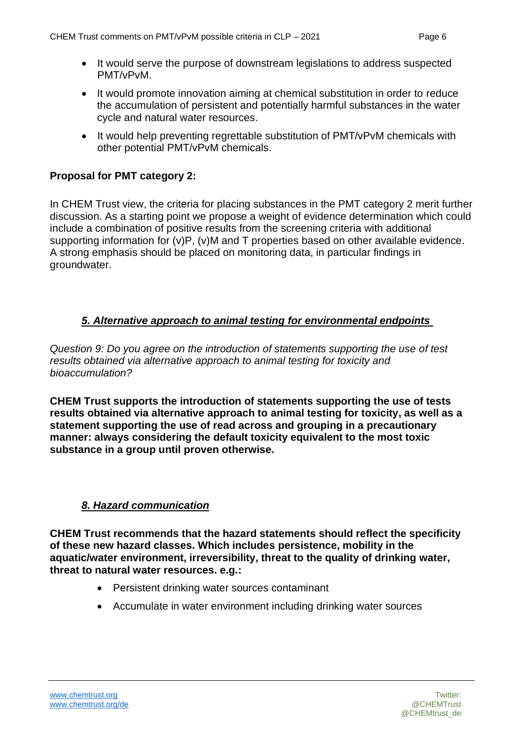- It would serve the purpose of downstream legislations to address suspected PMT/vPvM.
- It would promote innovation aiming at chemical substitution in order to reduce the accumulation of persistent and potentially harmful substances in the water cycle and natural water resources.
- It would help preventing regrettable substitution of PMT/vPvM chemicals with other potential PMT/vPvM chemicals.

**Proposal for PMT category 2:**

In CHEM Trust view, the criteria for placing substances in the PMT category 2 merit further discussion. As a starting point we propose a weight of evidence determination which could include a combination of positive results from the screening criteria with additional supporting information for (v)P, (v)M and T properties based on other available evidence. A strong emphasis should be placed on monitoring data, in particular findings in groundwater.

## ***5. Alternative approach to animal testing for environmental endpoints***

*Question 9: Do you agree on the introduction of statements supporting the use of test results obtained via alternative approach to animal testing for toxicity and bioaccumulation?*

**CHEM Trust supports the introduction of statements supporting the use of tests results obtained via alternative approach to animal testing for toxicity, as well as a statement supporting the use of read across and grouping in a precautionary manner: always considering the default toxicity equivalent to the most toxic substance in a group until proven otherwise.**

## ***8. Hazard communication***

**CHEM Trust recommends that the hazard statements should reflect the specificity of these new hazard classes. Which includes persistence, mobility in the aquatic/water environment, irreversibility, threat to the quality of drinking water, threat to natural water resources. e.g.:**

- Persistent drinking water sources contaminant
- Accumulate in water environment including drinking water sources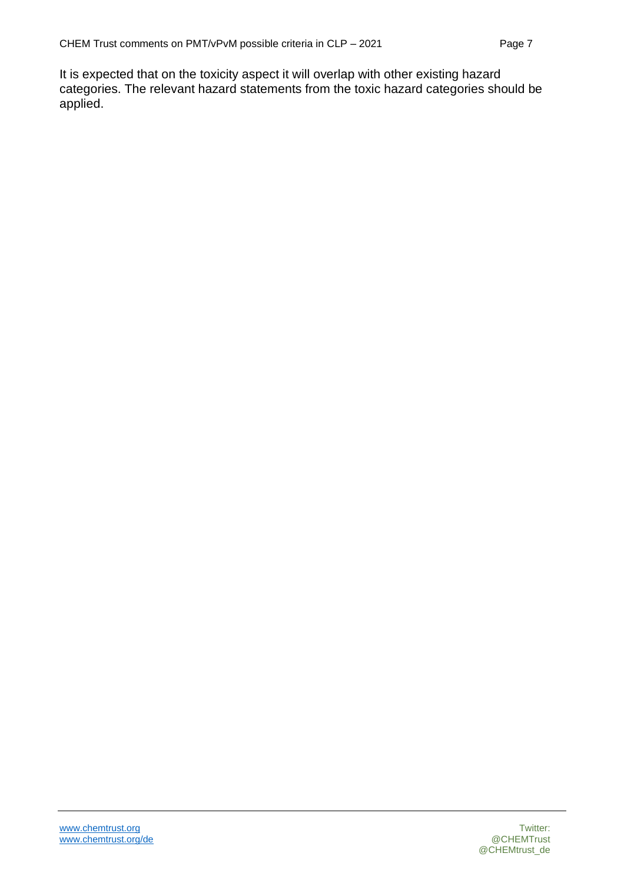It is expected that on the toxicity aspect it will overlap with other existing hazard categories. The relevant hazard statements from the toxic hazard categories should be applied.